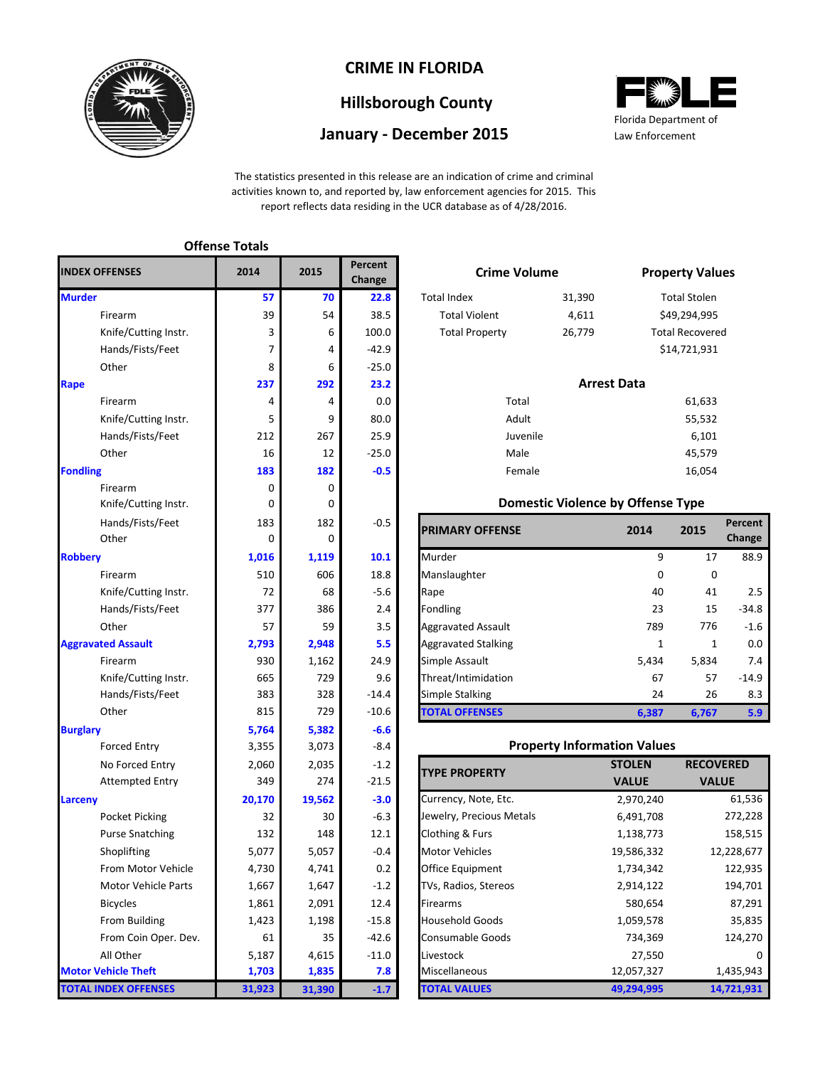# CRIME IN FLORIDA

## Hillsborough County

## January - December 2015

Florida Department of Law Enforcement

The statistics presented in this release are an indication of crime and criminal activities known to, and reported by, law enforcement agencies for 2015. This report reflects data residing in the UCR database as of 4/28/2016.

### Offense Totals

| INDEX OFFENSES | 2014 | 2015 | Percent Change |
|---|---|---|---|
| **Murder** | **57** | **70** | **22.8** |
| Firearm | 39 | 54 | 38.5 |
| Knife/Cutting Instr. | 3 | 6 | 100.0 |
| Hands/Fists/Feet | 7 | 4 | -42.9 |
| Other | 8 | 6 | -25.0 |
| **Rape** | **237** | **292** | **23.2** |
| Firearm | 4 | 4 | 0.0 |
| Knife/Cutting Instr. | 5 | 9 | 80.0 |
| Hands/Fists/Feet | 212 | 267 | 25.9 |
| Other | 16 | 12 | -25.0 |
| **Fondling** | **183** | **182** | **-0.5** |
| Firearm | 0 | 0 | |
| Knife/Cutting Instr. | 0 | 0 | |
| Hands/Fists/Feet | 183 | 182 | -0.5 |
| Other | 0 | 0 | |
| **Robbery** | **1,016** | **1,119** | **10.1** |
| Firearm | 510 | 606 | 18.8 |
| Knife/Cutting Instr. | 72 | 68 | -5.6 |
| Hands/Fists/Feet | 377 | 386 | 2.4 |
| Other | 57 | 59 | 3.5 |
| **Aggravated Assault** | **2,793** | **2,948** | **5.5** |
| Firearm | 930 | 1,162 | 24.9 |
| Knife/Cutting Instr. | 665 | 729 | 9.6 |
| Hands/Fists/Feet | 383 | 328 | -14.4 |
| Other | 815 | 729 | -10.6 |
| **Burglary** | **5,764** | **5,382** | **-6.6** |
| Forced Entry | 3,355 | 3,073 | -8.4 |
| No Forced Entry | 2,060 | 2,035 | -1.2 |
| Attempted Entry | 349 | 274 | -21.5 |
| **Larceny** | **20,170** | **19,562** | **-3.0** |
| Pocket Picking | 32 | 30 | -6.3 |
| Purse Snatching | 132 | 148 | 12.1 |
| Shoplifting | 5,077 | 5,057 | -0.4 |
| From Motor Vehicle | 4,730 | 4,741 | 0.2 |
| Motor Vehicle Parts | 1,667 | 1,647 | -1.2 |
| Bicycles | 1,861 | 2,091 | 12.4 |
| From Building | 1,423 | 1,198 | -15.8 |
| From Coin Oper. Dev. | 61 | 35 | -42.6 |
| All Other | 5,187 | 4,615 | -11.0 |
| **Motor Vehicle Theft** | **1,703** | **1,835** | **7.8** |
| **TOTAL INDEX OFFENSES** | **31,923** | **31,390** | **-1.7** |

### Crime Volume

| | |
|---|---|
| Total Index | 31,390 |
| Total Violent | 4,611 |
| Total Property | 26,779 |

### Property Values

| | |
|---|---|
| Total Stolen | $49,294,995 |
| Total Recovered | $14,721,931 |

### Arrest Data

| | |
|---|---|
| Total | 61,633 |
| Adult | 55,532 |
| Juvenile | 6,101 |
| Male | 45,579 |
| Female | 16,054 |

### Domestic Violence by Offense Type

| PRIMARY OFFENSE | 2014 | 2015 | Percent Change |
|---|---|---|---|
| Murder | 9 | 17 | 88.9 |
| Manslaughter | 0 | 0 | |
| Rape | 40 | 41 | 2.5 |
| Fondling | 23 | 15 | -34.8 |
| Aggravated Assault | 789 | 776 | -1.6 |
| Aggravated Stalking | 1 | 1 | 0.0 |
| Simple Assault | 5,434 | 5,834 | 7.4 |
| Threat/Intimidation | 67 | 57 | -14.9 |
| Simple Stalking | 24 | 26 | 8.3 |
| **TOTAL OFFENSES** | **6,387** | **6,767** | **5.9** |

### Property Information Values

| TYPE PROPERTY | STOLEN VALUE | RECOVERED VALUE |
|---|---|---|
| Currency, Note, Etc. | 2,970,240 | 61,536 |
| Jewelry, Precious Metals | 6,491,708 | 272,228 |
| Clothing & Furs | 1,138,773 | 158,515 |
| Motor Vehicles | 19,586,332 | 12,228,677 |
| Office Equipment | 1,734,342 | 122,935 |
| TVs, Radios, Stereos | 2,914,122 | 194,701 |
| Firearms | 580,654 | 87,291 |
| Household Goods | 1,059,578 | 35,835 |
| Consumable Goods | 734,369 | 124,270 |
| Livestock | 27,550 | 0 |
| Miscellaneous | 12,057,327 | 1,435,943 |
| **TOTAL VALUES** | **49,294,995** | **14,721,931** |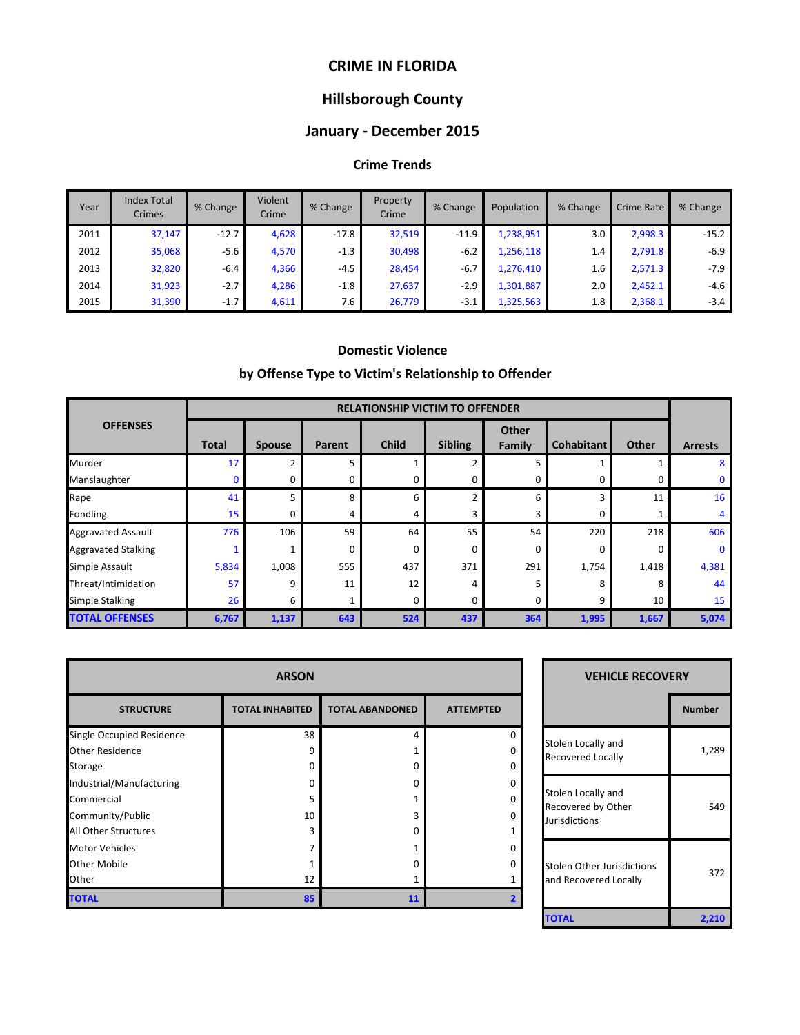# CRIME IN FLORIDA

## Hillsborough County

## January - December 2015

### Crime Trends

| Year | Index Total Crimes | % Change | Violent Crime | % Change | Property Crime | % Change | Population | % Change | Crime Rate | % Change |
|---|---|---|---|---|---|---|---|---|---|---|
| 2011 | 37,147 | -12.7 | 4,628 | -17.8 | 32,519 | -11.9 | 1,238,951 | 3.0 | 2,998.3 | -15.2 |
| 2012 | 35,068 | -5.6 | 4,570 | -1.3 | 30,498 | -6.2 | 1,256,118 | 1.4 | 2,791.8 | -6.9 |
| 2013 | 32,820 | -6.4 | 4,366 | -4.5 | 28,454 | -6.7 | 1,276,410 | 1.6 | 2,571.3 | -7.9 |
| 2014 | 31,923 | -2.7 | 4,286 | -1.8 | 27,637 | -2.9 | 1,301,887 | 2.0 | 2,452.1 | -4.6 |
| 2015 | 31,390 | -1.7 | 4,611 | 7.6 | 26,779 | -3.1 | 1,325,563 | 1.8 | 2,368.1 | -3.4 |

### Domestic Violence

### by Offense Type to Victim's Relationship to Offender

| OFFENSES | RELATIONSHIP VICTIM TO OFFENDER | | | | | | | | Arrests |
|---|---|---|---|---|---|---|---|---|---|
| | Total | Spouse | Parent | Child | Sibling | Other Family | Cohabitant | Other | |
| Murder | 17 | 2 | 5 | 1 | 2 | 5 | 1 | 1 | 8 |
| Manslaughter | 0 | 0 | 0 | 0 | 0 | 0 | 0 | 0 | 0 |
| Rape | 41 | 5 | 8 | 6 | 2 | 6 | 3 | 11 | 16 |
| Fondling | 15 | 0 | 4 | 4 | 3 | 3 | 0 | 1 | 4 |
| Aggravated Assault | 776 | 106 | 59 | 64 | 55 | 54 | 220 | 218 | 606 |
| Aggravated Stalking | 1 | 1 | 0 | 0 | 0 | 0 | 0 | 0 | 0 |
| Simple Assault | 5,834 | 1,008 | 555 | 437 | 371 | 291 | 1,754 | 1,418 | 4,381 |
| Threat/Intimidation | 57 | 9 | 11 | 12 | 4 | 5 | 8 | 8 | 44 |
| Simple Stalking | 26 | 6 | 1 | 0 | 0 | 0 | 9 | 10 | 15 |
| **TOTAL OFFENSES** | **6,767** | **1,137** | **643** | **524** | **437** | **364** | **1,995** | **1,667** | **5,074** |

| ARSON | | | |
|---|---|---|---|
| STRUCTURE | TOTAL INHABITED | TOTAL ABANDONED | ATTEMPTED |
| Single Occupied Residence | 38 | 4 | 0 |
| Other Residence | 9 | 1 | 0 |
| Storage | 0 | 0 | 0 |
| Industrial/Manufacturing | 0 | 0 | 0 |
| Commercial | 5 | 1 | 0 |
| Community/Public | 10 | 3 | 0 |
| All Other Structures | 3 | 0 | 1 |
| Motor Vehicles | 7 | 1 | 0 |
| Other Mobile | 1 | 0 | 0 |
| Other | 12 | 1 | 1 |
| **TOTAL** | **85** | **11** | **2** |

| VEHICLE RECOVERY | |
|---|---|
| | Number |
| Stolen Locally and Recovered Locally | 1,289 |
| Stolen Locally and Recovered by Other Jurisdictions | 549 |
| Stolen Other Jurisdictions and Recovered Locally | 372 |
| **TOTAL** | **2,210** |